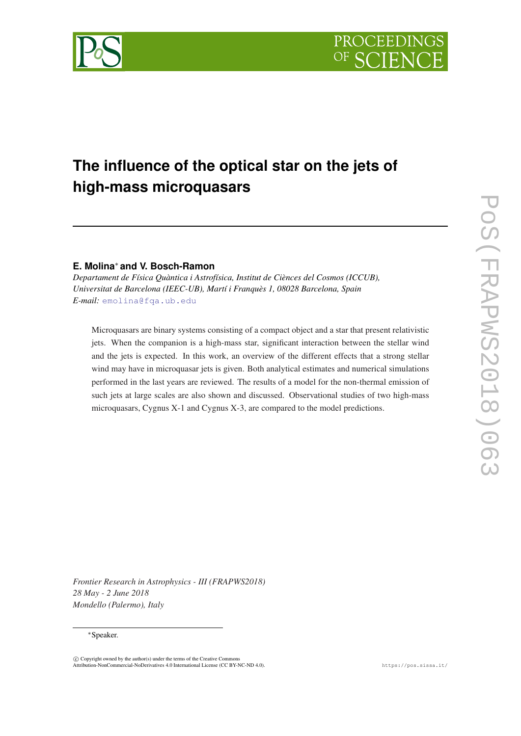# The influence of the optical star on the jets of high-mass microquasars

**E. Molina*** **and V. Bosch-Ramon**

*Departament de Física Quàntica i Astrofísica, Institut de Ciències del Cosmos (ICCUB), Universitat de Barcelona (IEEC-UB), Martí i Franquès 1, 08028 Barcelona, Spain*
*E-mail:* emolina@fqa.ub.edu

Microquasars are binary systems consisting of a compact object and a star that present relativistic jets. When the companion is a high-mass star, significant interaction between the stellar wind and the jets is expected. In this work, an overview of the different effects that a strong stellar wind may have in microquasar jets is given. Both analytical estimates and numerical simulations performed in the last years are reviewed. The results of a model for the non-thermal emission of such jets at large scales are also shown and discussed. Observational studies of two high-mass microquasars, Cygnus X-1 and Cygnus X-3, are compared to the model predictions.

*Frontier Research in Astrophysics - III (FRAPWS2018)*
*28 May - 2 June 2018*
*Mondello (Palermo), Italy*

*Speaker.

© Copyright owned by the author(s) under the terms of the Creative Commons Attribution-NonCommercial-NoDerivatives 4.0 International License (CC BY-NC-ND 4.0).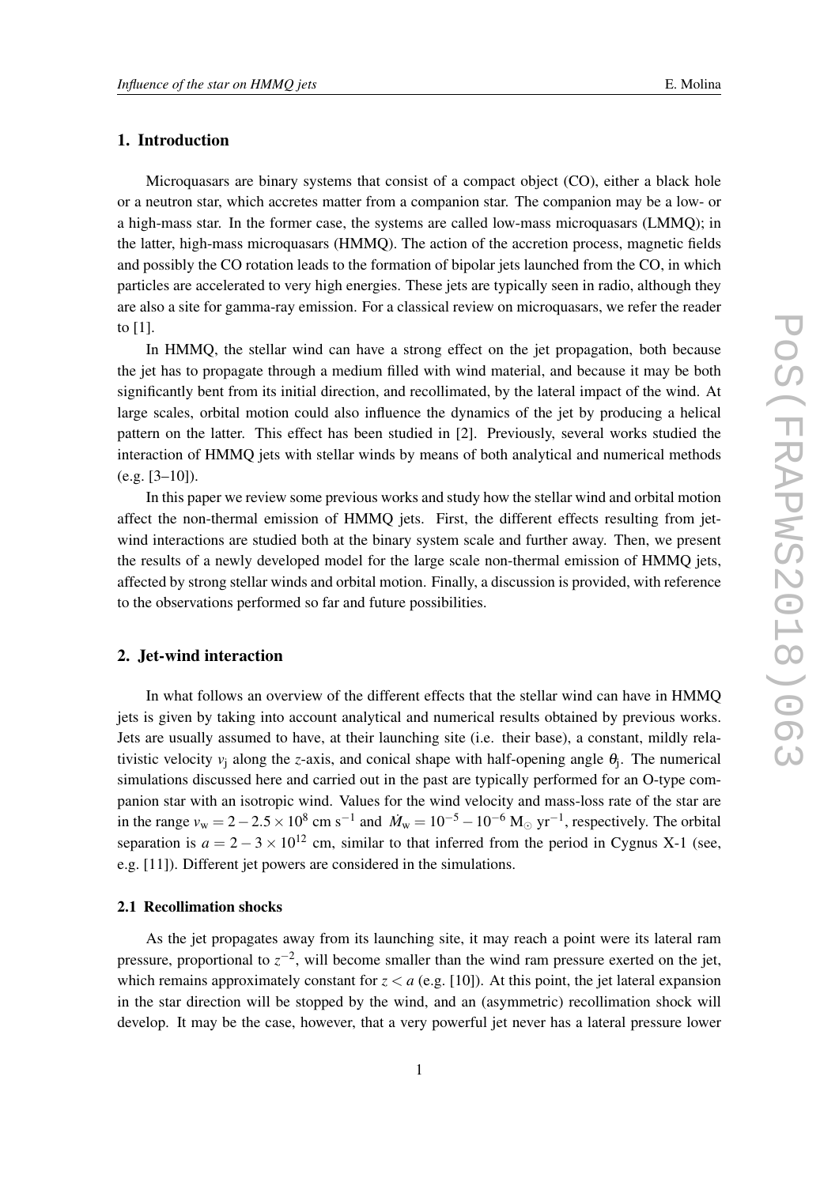## 1. Introduction

Microquasars are binary systems that consist of a compact object (CO), either a black hole or a neutron star, which accretes matter from a companion star. The companion may be a low- or a high-mass star. In the former case, the systems are called low-mass microquasars (LMMQ); in the latter, high-mass microquasars (HMMQ). The action of the accretion process, magnetic fields and possibly the CO rotation leads to the formation of bipolar jets launched from the CO, in which particles are accelerated to very high energies. These jets are typically seen in radio, although they are also a site for gamma-ray emission. For a classical review on microquasars, we refer the reader to [1].

In HMMQ, the stellar wind can have a strong effect on the jet propagation, both because the jet has to propagate through a medium filled with wind material, and because it may be both significantly bent from its initial direction, and recollimated, by the lateral impact of the wind. At large scales, orbital motion could also influence the dynamics of the jet by producing a helical pattern on the latter. This effect has been studied in [2]. Previously, several works studied the interaction of HMMQ jets with stellar winds by means of both analytical and numerical methods (e.g. [3–10]).

In this paper we review some previous works and study how the stellar wind and orbital motion affect the non-thermal emission of HMMQ jets. First, the different effects resulting from jet-wind interactions are studied both at the binary system scale and further away. Then, we present the results of a newly developed model for the large scale non-thermal emission of HMMQ jets, affected by strong stellar winds and orbital motion. Finally, a discussion is provided, with reference to the observations performed so far and future possibilities.

## 2. Jet-wind interaction

In what follows an overview of the different effects that the stellar wind can have in HMMQ jets is given by taking into account analytical and numerical results obtained by previous works. Jets are usually assumed to have, at their launching site (i.e. their base), a constant, mildly relativistic velocity $v_{\rm j}$ along the $z$-axis, and conical shape with half-opening angle $\theta_{\rm j}$. The numerical simulations discussed here and carried out in the past are typically performed for an O-type companion star with an isotropic wind. Values for the wind velocity and mass-loss rate of the star are in the range $v_{\rm w} = 2 - 2.5 \times 10^8$ cm s$^{-1}$ and $\dot{M}_{\rm w} = 10^{-5} - 10^{-6}$ M$_\odot$ yr$^{-1}$, respectively. The orbital separation is $a = 2 - 3 \times 10^{12}$ cm, similar to that inferred from the period in Cygnus X-1 (see, e.g. [11]). Different jet powers are considered in the simulations.

### 2.1 Recollimation shocks

As the jet propagates away from its launching site, it may reach a point were its lateral ram pressure, proportional to $z^{-2}$, will become smaller than the wind ram pressure exerted on the jet, which remains approximately constant for $z < a$ (e.g. [10]). At this point, the jet lateral expansion in the star direction will be stopped by the wind, and an (asymmetric) recollimation shock will develop. It may be the case, however, that a very powerful jet never has a lateral pressure lower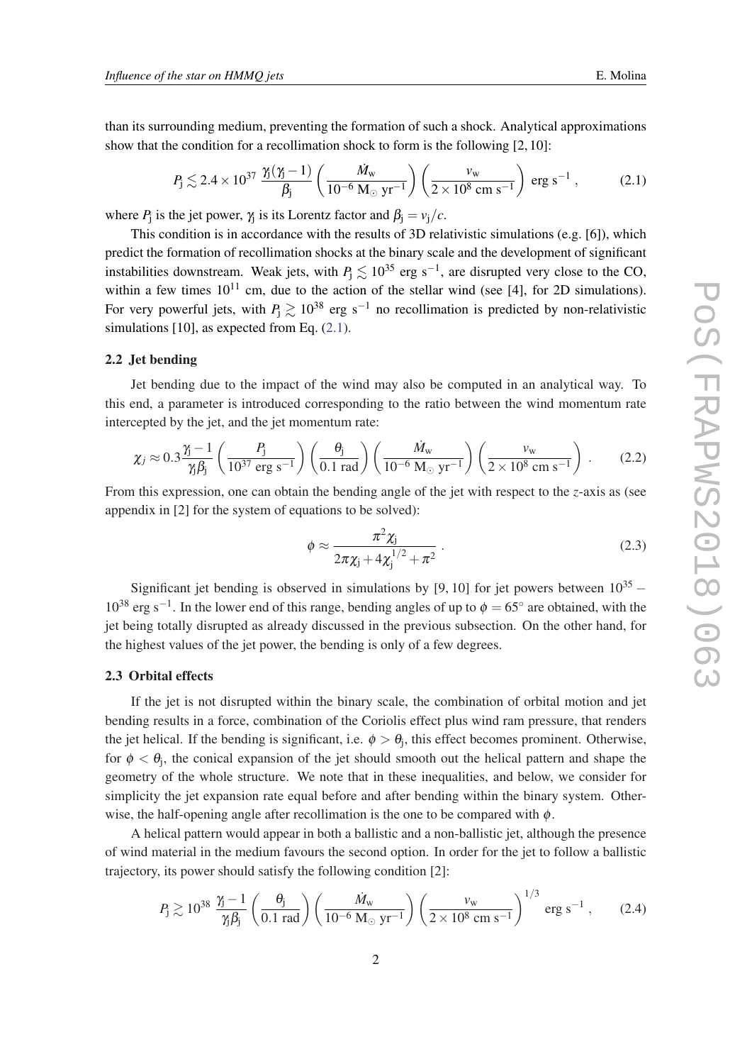than its surrounding medium, preventing the formation of such a shock. Analytical approximations show that the condition for a recollimation shock to form is the following [2, 10]:

$$P_{\rm j} \lesssim 2.4 \times 10^{37} \; \frac{\gamma_{\rm j}(\gamma_{\rm j}-1)}{\beta_{\rm j}} \left( \frac{\dot{M}_{\rm w}}{10^{-6}\ {\rm M_{\odot}\ yr^{-1}}} \right) \left( \frac{v_{\rm w}}{2 \times 10^{8}\ {\rm cm\ s^{-1}}} \right) \ {\rm erg\ s^{-1}} \,, \tag{2.1}$$

where $P_{\rm j}$ is the jet power, $\gamma_{\rm j}$ is its Lorentz factor and $\beta_{\rm j} = v_{\rm j}/c$.

This condition is in accordance with the results of 3D relativistic simulations (e.g. [6]), which predict the formation of recollimation shocks at the binary scale and the development of significant instabilities downstream. Weak jets, with $P_{\rm j} \lesssim 10^{35}$ erg s$^{-1}$, are disrupted very close to the CO, within a few times $10^{11}$ cm, due to the action of the stellar wind (see [4], for 2D simulations). For very powerful jets, with $P_{\rm j} \gtrsim 10^{38}$ erg s$^{-1}$ no recollimation is predicted by non-relativistic simulations [10], as expected from Eq. (2.1).

### 2.2 Jet bending

Jet bending due to the impact of the wind may also be computed in an analytical way. To this end, a parameter is introduced corresponding to the ratio between the wind momentum rate intercepted by the jet, and the jet momentum rate:

$$\chi_{j} \approx 0.3 \frac{\gamma_{\rm j}-1}{\gamma_{\rm j}\beta_{\rm j}} \left( \frac{P_{\rm j}}{10^{37}\ {\rm erg\ s^{-1}}} \right) \left( \frac{\theta_{\rm j}}{0.1\ {\rm rad}} \right) \left( \frac{\dot{M}_{\rm w}}{10^{-6}\ {\rm M_{\odot}\ yr^{-1}}} \right) \left( \frac{v_{\rm w}}{2 \times 10^{8}\ {\rm cm\ s^{-1}}} \right) \,. \tag{2.2}$$

From this expression, one can obtain the bending angle of the jet with respect to the *z*-axis as (see appendix in [2] for the system of equations to be solved):

$$\phi \approx \frac{\pi^2 \chi_{\rm j}}{2\pi\chi_{\rm j} + 4\chi_{\rm j}^{1/2} + \pi^2} \,. \tag{2.3}$$

Significant jet bending is observed in simulations by [9, 10] for jet powers between $10^{35}$ – $10^{38}$ erg s$^{-1}$. In the lower end of this range, bending angles of up to $\phi = 65^{\circ}$ are obtained, with the jet being totally disrupted as already discussed in the previous subsection. On the other hand, for the highest values of the jet power, the bending is only of a few degrees.

### 2.3 Orbital effects

If the jet is not disrupted within the binary scale, the combination of orbital motion and jet bending results in a force, combination of the Coriolis effect plus wind ram pressure, that renders the jet helical. If the bending is significant, i.e. $\phi > \theta_{\rm j}$, this effect becomes prominent. Otherwise, for $\phi < \theta_{\rm j}$, the conical expansion of the jet should smooth out the helical pattern and shape the geometry of the whole structure. We note that in these inequalities, and below, we consider for simplicity the jet expansion rate equal before and after bending within the binary system. Otherwise, the half-opening angle after recollimation is the one to be compared with $\phi$.

A helical pattern would appear in both a ballistic and a non-ballistic jet, although the presence of wind material in the medium favours the second option. In order for the jet to follow a ballistic trajectory, its power should satisfy the following condition [2]:

$$P_{\rm j} \gtrsim 10^{38} \; \frac{\gamma_{\rm j}-1}{\gamma_{\rm j}\beta_{\rm j}} \left( \frac{\theta_{\rm j}}{0.1\ {\rm rad}} \right) \left( \frac{\dot{M}_{\rm w}}{10^{-6}\ {\rm M_{\odot}\ yr^{-1}}} \right) \left( \frac{v_{\rm w}}{2 \times 10^{8}\ {\rm cm\ s^{-1}}} \right)^{1/3} \ {\rm erg\ s^{-1}} \,, \tag{2.4}$$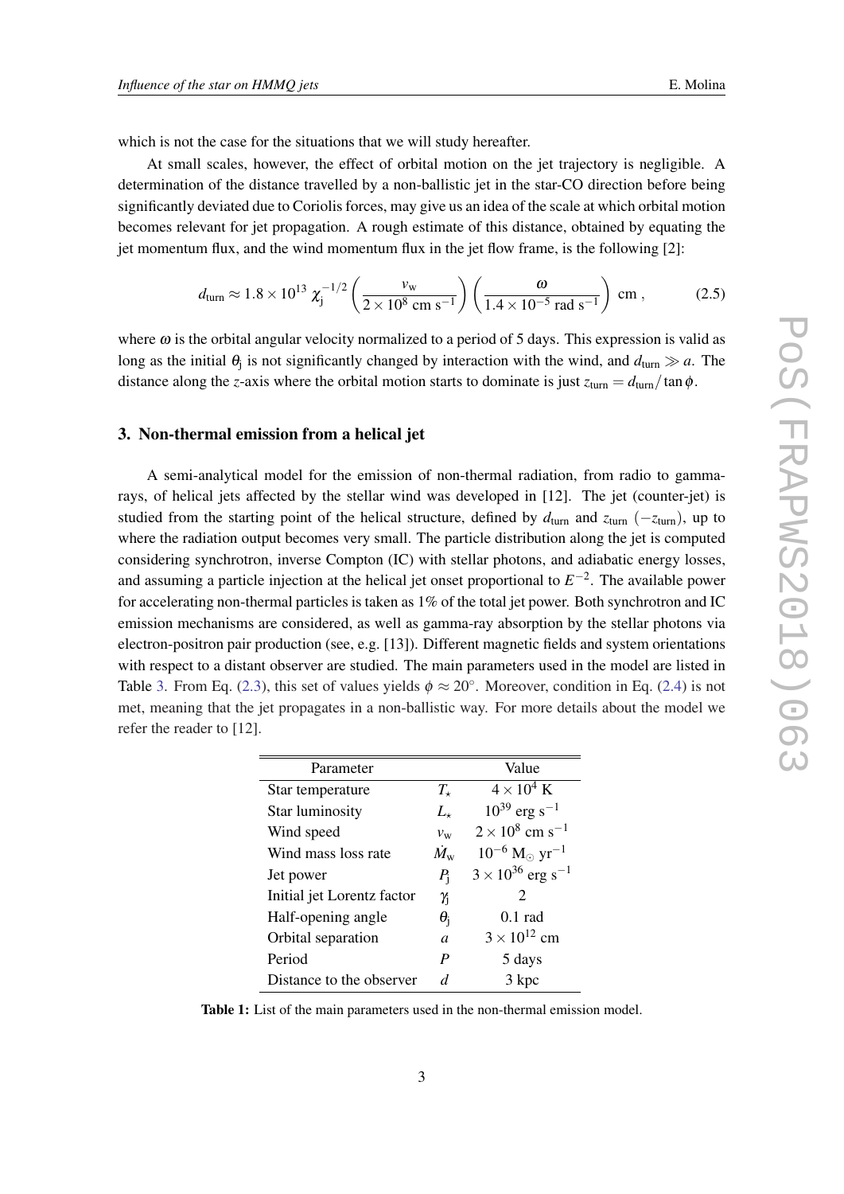which is not the case for the situations that we will study hereafter.

At small scales, however, the effect of orbital motion on the jet trajectory is negligible. A determination of the distance travelled by a non-ballistic jet in the star-CO direction before being significantly deviated due to Coriolis forces, may give us an idea of the scale at which orbital motion becomes relevant for jet propagation. A rough estimate of this distance, obtained by equating the jet momentum flux, and the wind momentum flux in the jet flow frame, is the following [2]:

$$d_{\rm turn} \approx 1.8 \times 10^{13} \, \chi_{\rm j}^{-1/2} \left( \frac{v_{\rm w}}{2 \times 10^8 \text{ cm s}^{-1}} \right) \left( \frac{\omega}{1.4 \times 10^{-5} \text{ rad s}^{-1}} \right) \text{ cm} , \tag{2.5}$$

where $\omega$ is the orbital angular velocity normalized to a period of 5 days. This expression is valid as long as the initial $\theta_{\rm j}$ is not significantly changed by interaction with the wind, and $d_{\rm turn} \gg a$. The distance along the $z$-axis where the orbital motion starts to dominate is just $z_{\rm turn} = d_{\rm turn}/\tan\phi$.

## 3. Non-thermal emission from a helical jet

A semi-analytical model for the emission of non-thermal radiation, from radio to gamma-rays, of helical jets affected by the stellar wind was developed in [12]. The jet (counter-jet) is studied from the starting point of the helical structure, defined by $d_{\rm turn}$ and $z_{\rm turn}$ ($-z_{\rm turn}$), up to where the radiation output becomes very small. The particle distribution along the jet is computed considering synchrotron, inverse Compton (IC) with stellar photons, and adiabatic energy losses, and assuming a particle injection at the helical jet onset proportional to $E^{-2}$. The available power for accelerating non-thermal particles is taken as 1% of the total jet power. Both synchrotron and IC emission mechanisms are considered, as well as gamma-ray absorption by the stellar photons via electron-positron pair production (see, e.g. [13]). Different magnetic fields and system orientations with respect to a distant observer are studied. The main parameters used in the model are listed in Table 3. From Eq. (2.3), this set of values yields $\phi \approx 20^\circ$. Moreover, condition in Eq. (2.4) is not met, meaning that the jet propagates in a non-ballistic way. For more details about the model we refer the reader to [12].

| Parameter | | Value |
|---|---|---|
| Star temperature | $T_\star$ | $4 \times 10^4$ K |
| Star luminosity | $L_\star$ | $10^{39}$ erg s$^{-1}$ |
| Wind speed | $v_{\rm w}$ | $2 \times 10^8$ cm s$^{-1}$ |
| Wind mass loss rate | $\dot{M}_{\rm w}$ | $10^{-6}$ M$_\odot$ yr$^{-1}$ |
| Jet power | $P_{\rm j}$ | $3 \times 10^{36}$ erg s$^{-1}$ |
| Initial jet Lorentz factor | $\gamma_{\rm j}$ | 2 |
| Half-opening angle | $\theta_{\rm j}$ | 0.1 rad |
| Orbital separation | $a$ | $3 \times 10^{12}$ cm |
| Period | $P$ | 5 days |
| Distance to the observer | $d$ | 3 kpc |

**Table 1:** List of the main parameters used in the non-thermal emission model.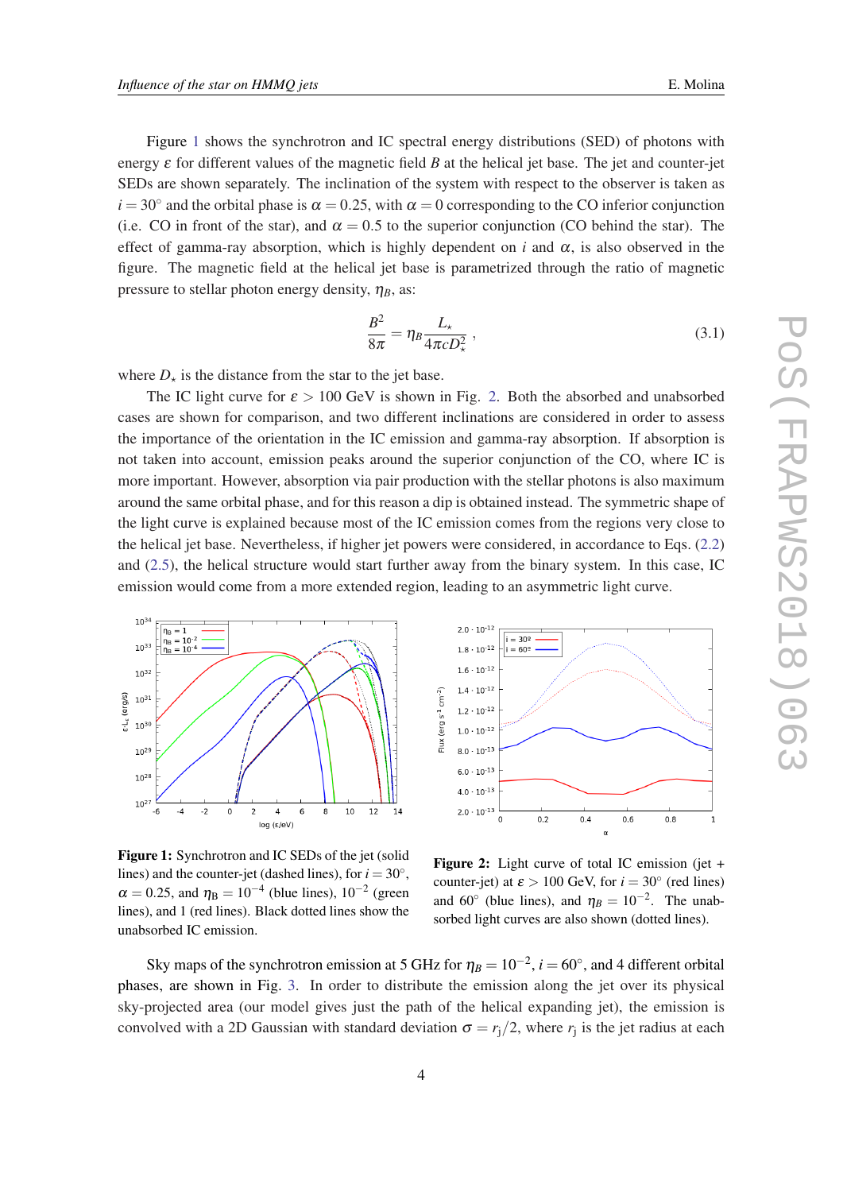Figure 1 shows the synchrotron and IC spectral energy distributions (SED) of photons with energy $\varepsilon$ for different values of the magnetic field $B$ at the helical jet base. The jet and counter-jet SEDs are shown separately. The inclination of the system with respect to the observer is taken as $i = 30^\circ$ and the orbital phase is $\alpha = 0.25$, with $\alpha = 0$ corresponding to the CO inferior conjunction (i.e. CO in front of the star), and $\alpha = 0.5$ to the superior conjunction (CO behind the star). The effect of gamma-ray absorption, which is highly dependent on $i$ and $\alpha$, is also observed in the figure. The magnetic field at the helical jet base is parametrized through the ratio of magnetic pressure to stellar photon energy density, $\eta_B$, as:

$$\frac{B^2}{8\pi} = \eta_B \frac{L_\star}{4\pi c D_\star^2} , \tag{3.1}$$

where $D_\star$ is the distance from the star to the jet base.

The IC light curve for $\varepsilon > 100$ GeV is shown in Fig. 2. Both the absorbed and unabsorbed cases are shown for comparison, and two different inclinations are considered in order to assess the importance of the orientation in the IC emission and gamma-ray absorption. If absorption is not taken into account, emission peaks around the superior conjunction of the CO, where IC is more important. However, absorption via pair production with the stellar photons is also maximum around the same orbital phase, and for this reason a dip is obtained instead. The symmetric shape of the light curve is explained because most of the IC emission comes from the regions very close to the helical jet base. Nevertheless, if higher jet powers were considered, in accordance to Eqs. (2.2) and (2.5), the helical structure would start further away from the binary system. In this case, IC emission would come from a more extended region, leading to an asymmetric light curve.

**Figure 1:** Synchrotron and IC SEDs of the jet (solid lines) and the counter-jet (dashed lines), for $i = 30^\circ$, $\alpha = 0.25$, and $\eta_B = 10^{-4}$ (blue lines), $10^{-2}$ (green lines), and 1 (red lines). Black dotted lines show the unabsorbed IC emission.

**Figure 2:** Light curve of total IC emission (jet + counter-jet) at $\varepsilon > 100$ GeV, for $i = 30^\circ$ (red lines) and $60^\circ$ (blue lines), and $\eta_B = 10^{-2}$. The unabsorbed light curves are also shown (dotted lines).

Sky maps of the synchrotron emission at 5 GHz for $\eta_B = 10^{-2}$, $i = 60^\circ$, and 4 different orbital phases, are shown in Fig. 3. In order to distribute the emission along the jet over its physical sky-projected area (our model gives just the path of the helical expanding jet), the emission is convolved with a 2D Gaussian with standard deviation $\sigma = r_\mathrm{j}/2$, where $r_\mathrm{j}$ is the jet radius at each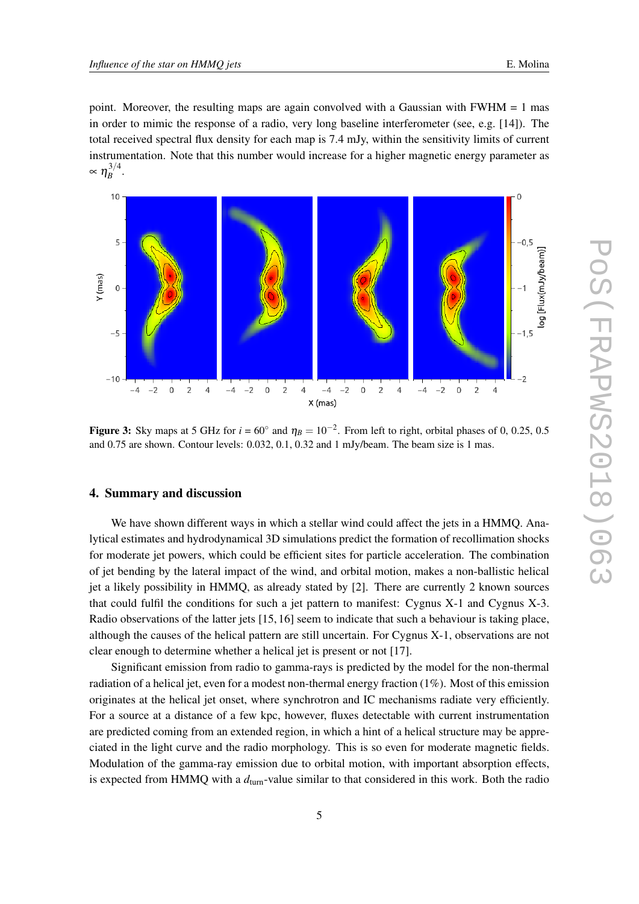point. Moreover, the resulting maps are again convolved with a Gaussian with FWHM = 1 mas in order to mimic the response of a radio, very long baseline interferometer (see, e.g. [14]). The total received spectral flux density for each map is 7.4 mJy, within the sensitivity limits of current instrumentation. Note that this number would increase for a higher magnetic energy parameter as $\propto \eta_B^{3/4}$.

**Figure 3:** Sky maps at 5 GHz for $i = 60^\circ$ and $\eta_B = 10^{-2}$. From left to right, orbital phases of 0, 0.25, 0.5 and 0.75 are shown. Contour levels: 0.032, 0.1, 0.32 and 1 mJy/beam. The beam size is 1 mas.

## 4. Summary and discussion

We have shown different ways in which a stellar wind could affect the jets in a HMMQ. Analytical estimates and hydrodynamical 3D simulations predict the formation of recollimation shocks for moderate jet powers, which could be efficient sites for particle acceleration. The combination of jet bending by the lateral impact of the wind, and orbital motion, makes a non-ballistic helical jet a likely possibility in HMMQ, as already stated by [2]. There are currently 2 known sources that could fulfil the conditions for such a jet pattern to manifest: Cygnus X-1 and Cygnus X-3. Radio observations of the latter jets [15, 16] seem to indicate that such a behaviour is taking place, although the causes of the helical pattern are still uncertain. For Cygnus X-1, observations are not clear enough to determine whether a helical jet is present or not [17].

Significant emission from radio to gamma-rays is predicted by the model for the non-thermal radiation of a helical jet, even for a modest non-thermal energy fraction (1%). Most of this emission originates at the helical jet onset, where synchrotron and IC mechanisms radiate very efficiently. For a source at a distance of a few kpc, however, fluxes detectable with current instrumentation are predicted coming from an extended region, in which a hint of a helical structure may be appreciated in the light curve and the radio morphology. This is so even for moderate magnetic fields. Modulation of the gamma-ray emission due to orbital motion, with important absorption effects, is expected from HMMQ with a $d_{\rm turn}$-value similar to that considered in this work. Both the radio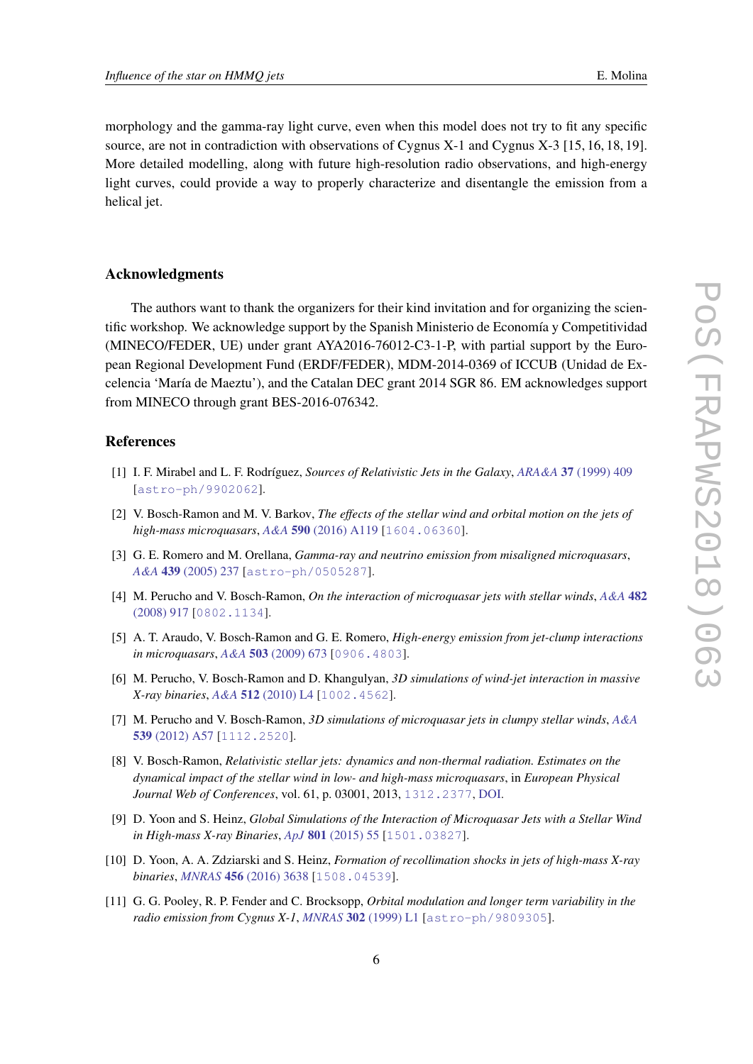morphology and the gamma-ray light curve, even when this model does not try to fit any specific source, are not in contradiction with observations of Cygnus X-1 and Cygnus X-3 [15, 16, 18, 19]. More detailed modelling, along with future high-resolution radio observations, and high-energy light curves, could provide a way to properly characterize and disentangle the emission from a helical jet.

## Acknowledgments

The authors want to thank the organizers for their kind invitation and for organizing the scientific workshop. We acknowledge support by the Spanish Ministerio de Economía y Competitividad (MINECO/FEDER, UE) under grant AYA2016-76012-C3-1-P, with partial support by the European Regional Development Fund (ERDF/FEDER), MDM-2014-0369 of ICCUB (Unidad de Excelencia 'María de Maeztu'), and the Catalan DEC grant 2014 SGR 86. EM acknowledges support from MINECO through grant BES-2016-076342.

## References

[1] I. F. Mirabel and L. F. Rodríguez, *Sources of Relativistic Jets in the Galaxy*, *ARA&A* **37** (1999) 409 [astro-ph/9902062].

[2] V. Bosch-Ramon and M. V. Barkov, *The effects of the stellar wind and orbital motion on the jets of high-mass microquasars*, *A&A* **590** (2016) A119 [1604.06360].

[3] G. E. Romero and M. Orellana, *Gamma-ray and neutrino emission from misaligned microquasars*, *A&A* **439** (2005) 237 [astro-ph/0505287].

[4] M. Perucho and V. Bosch-Ramon, *On the interaction of microquasar jets with stellar winds*, *A&A* **482** (2008) 917 [0802.1134].

[5] A. T. Araudo, V. Bosch-Ramon and G. E. Romero, *High-energy emission from jet-clump interactions in microquasars*, *A&A* **503** (2009) 673 [0906.4803].

[6] M. Perucho, V. Bosch-Ramon and D. Khangulyan, *3D simulations of wind-jet interaction in massive X-ray binaries*, *A&A* **512** (2010) L4 [1002.4562].

[7] M. Perucho and V. Bosch-Ramon, *3D simulations of microquasar jets in clumpy stellar winds*, *A&A* **539** (2012) A57 [1112.2520].

[8] V. Bosch-Ramon, *Relativistic stellar jets: dynamics and non-thermal radiation. Estimates on the dynamical impact of the stellar wind in low- and high-mass microquasars*, in *European Physical Journal Web of Conferences*, vol. 61, p. 03001, 2013, 1312.2377, DOI.

[9] D. Yoon and S. Heinz, *Global Simulations of the Interaction of Microquasar Jets with a Stellar Wind in High-mass X-ray Binaries*, *ApJ* **801** (2015) 55 [1501.03827].

[10] D. Yoon, A. A. Zdziarski and S. Heinz, *Formation of recollimation shocks in jets of high-mass X-ray binaries*, *MNRAS* **456** (2016) 3638 [1508.04539].

[11] G. G. Pooley, R. P. Fender and C. Brocksopp, *Orbital modulation and longer term variability in the radio emission from Cygnus X-1*, *MNRAS* **302** (1999) L1 [astro-ph/9809305].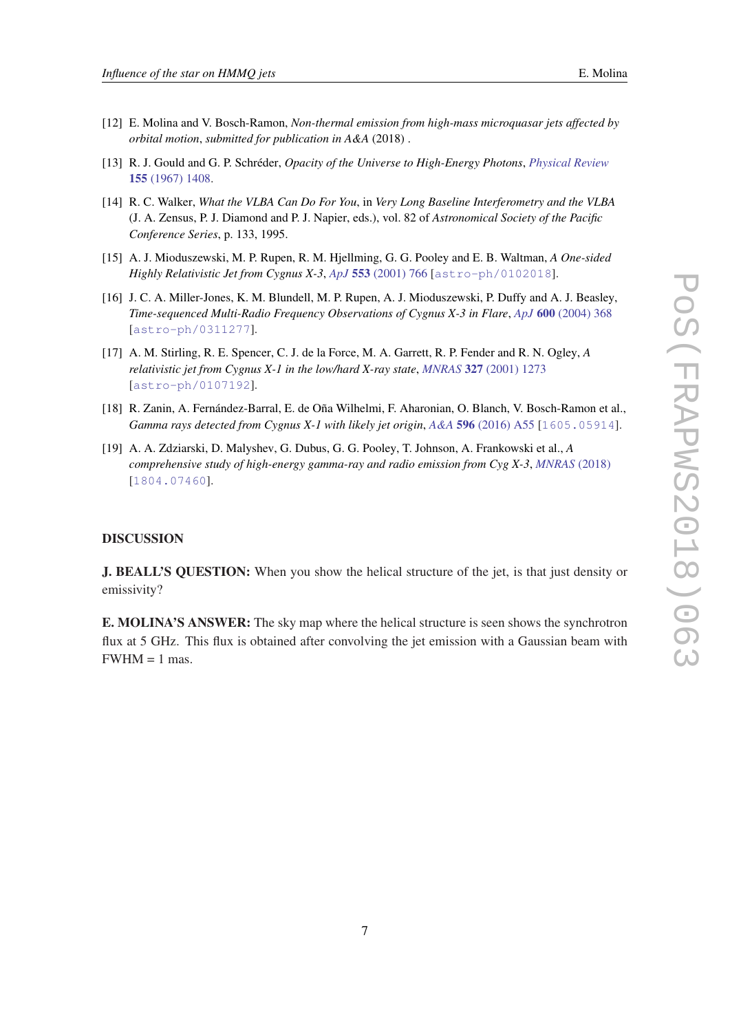[12] E. Molina and V. Bosch-Ramon, *Non-thermal emission from high-mass microquasar jets affected by orbital motion*, *submitted for publication in A&A* (2018) .

[13] R. J. Gould and G. P. Schréder, *Opacity of the Universe to High-Energy Photons*, *Physical Review* **155** (1967) 1408.

[14] R. C. Walker, *What the VLBA Can Do For You*, in *Very Long Baseline Interferometry and the VLBA* (J. A. Zensus, P. J. Diamond and P. J. Napier, eds.), vol. 82 of *Astronomical Society of the Pacific Conference Series*, p. 133, 1995.

[15] A. J. Mioduszewski, M. P. Rupen, R. M. Hjellming, G. G. Pooley and E. B. Waltman, *A One-sided Highly Relativistic Jet from Cygnus X-3*, *ApJ* **553** (2001) 766 [astro-ph/0102018].

[16] J. C. A. Miller-Jones, K. M. Blundell, M. P. Rupen, A. J. Mioduszewski, P. Duffy and A. J. Beasley, *Time-sequenced Multi-Radio Frequency Observations of Cygnus X-3 in Flare*, *ApJ* **600** (2004) 368 [astro-ph/0311277].

[17] A. M. Stirling, R. E. Spencer, C. J. de la Force, M. A. Garrett, R. P. Fender and R. N. Ogley, *A relativistic jet from Cygnus X-1 in the low/hard X-ray state*, *MNRAS* **327** (2001) 1273 [astro-ph/0107192].

[18] R. Zanin, A. Fernández-Barral, E. de Oña Wilhelmi, F. Aharonian, O. Blanch, V. Bosch-Ramon et al., *Gamma rays detected from Cygnus X-1 with likely jet origin*, *A&A* **596** (2016) A55 [1605.05914].

[19] A. A. Zdziarski, D. Malyshev, G. Dubus, G. G. Pooley, T. Johnson, A. Frankowski et al., *A comprehensive study of high-energy gamma-ray and radio emission from Cyg X-3*, *MNRAS* (2018) [1804.07460].

## DISCUSSION

**J. BEALL'S QUESTION:** When you show the helical structure of the jet, is that just density or emissivity?

**E. MOLINA'S ANSWER:** The sky map where the helical structure is seen shows the synchrotron flux at 5 GHz. This flux is obtained after convolving the jet emission with a Gaussian beam with FWHM = 1 mas.